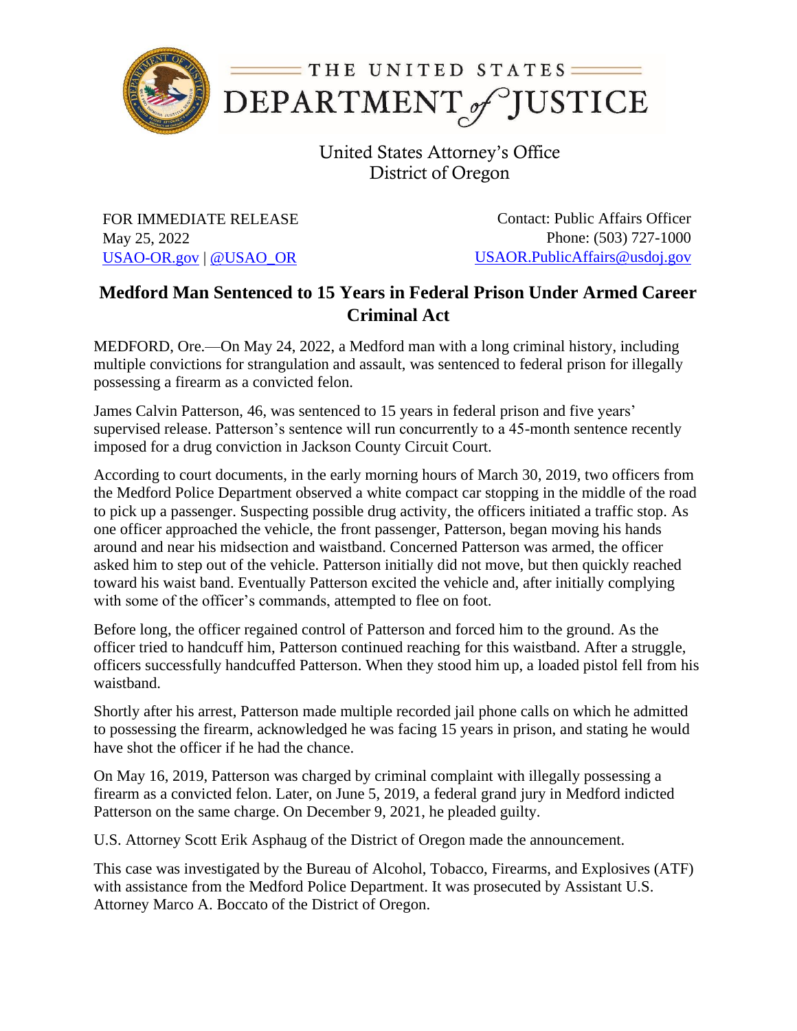THE UNITED STATES
DEPARTMENT of JUSTICE

United States Attorney's Office
District of Oregon

FOR IMMEDIATE RELEASE
May 25, 2022
USAO-OR.gov | @USAO_OR

Contact: Public Affairs Officer
Phone: (503) 727-1000
USAOR.PublicAffairs@usdoj.gov

# Medford Man Sentenced to 15 Years in Federal Prison Under Armed Career Criminal Act

MEDFORD, Ore.—On May 24, 2022, a Medford man with a long criminal history, including multiple convictions for strangulation and assault, was sentenced to federal prison for illegally possessing a firearm as a convicted felon.

James Calvin Patterson, 46, was sentenced to 15 years in federal prison and five years' supervised release. Patterson's sentence will run concurrently to a 45-month sentence recently imposed for a drug conviction in Jackson County Circuit Court.

According to court documents, in the early morning hours of March 30, 2019, two officers from the Medford Police Department observed a white compact car stopping in the middle of the road to pick up a passenger. Suspecting possible drug activity, the officers initiated a traffic stop. As one officer approached the vehicle, the front passenger, Patterson, began moving his hands around and near his midsection and waistband. Concerned Patterson was armed, the officer asked him to step out of the vehicle. Patterson initially did not move, but then quickly reached toward his waist band. Eventually Patterson excited the vehicle and, after initially complying with some of the officer's commands, attempted to flee on foot.

Before long, the officer regained control of Patterson and forced him to the ground. As the officer tried to handcuff him, Patterson continued reaching for this waistband. After a struggle, officers successfully handcuffed Patterson. When they stood him up, a loaded pistol fell from his waistband.

Shortly after his arrest, Patterson made multiple recorded jail phone calls on which he admitted to possessing the firearm, acknowledged he was facing 15 years in prison, and stating he would have shot the officer if he had the chance.

On May 16, 2019, Patterson was charged by criminal complaint with illegally possessing a firearm as a convicted felon. Later, on June 5, 2019, a federal grand jury in Medford indicted Patterson on the same charge. On December 9, 2021, he pleaded guilty.

U.S. Attorney Scott Erik Asphaug of the District of Oregon made the announcement.

This case was investigated by the Bureau of Alcohol, Tobacco, Firearms, and Explosives (ATF) with assistance from the Medford Police Department. It was prosecuted by Assistant U.S. Attorney Marco A. Boccato of the District of Oregon.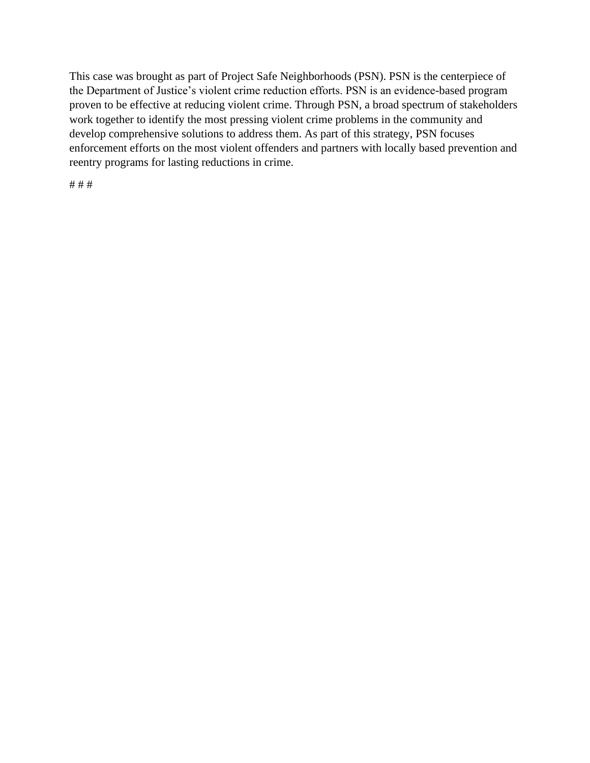This case was brought as part of Project Safe Neighborhoods (PSN). PSN is the centerpiece of the Department of Justice's violent crime reduction efforts. PSN is an evidence-based program proven to be effective at reducing violent crime. Through PSN, a broad spectrum of stakeholders work together to identify the most pressing violent crime problems in the community and develop comprehensive solutions to address them. As part of this strategy, PSN focuses enforcement efforts on the most violent offenders and partners with locally based prevention and reentry programs for lasting reductions in crime.

# # #